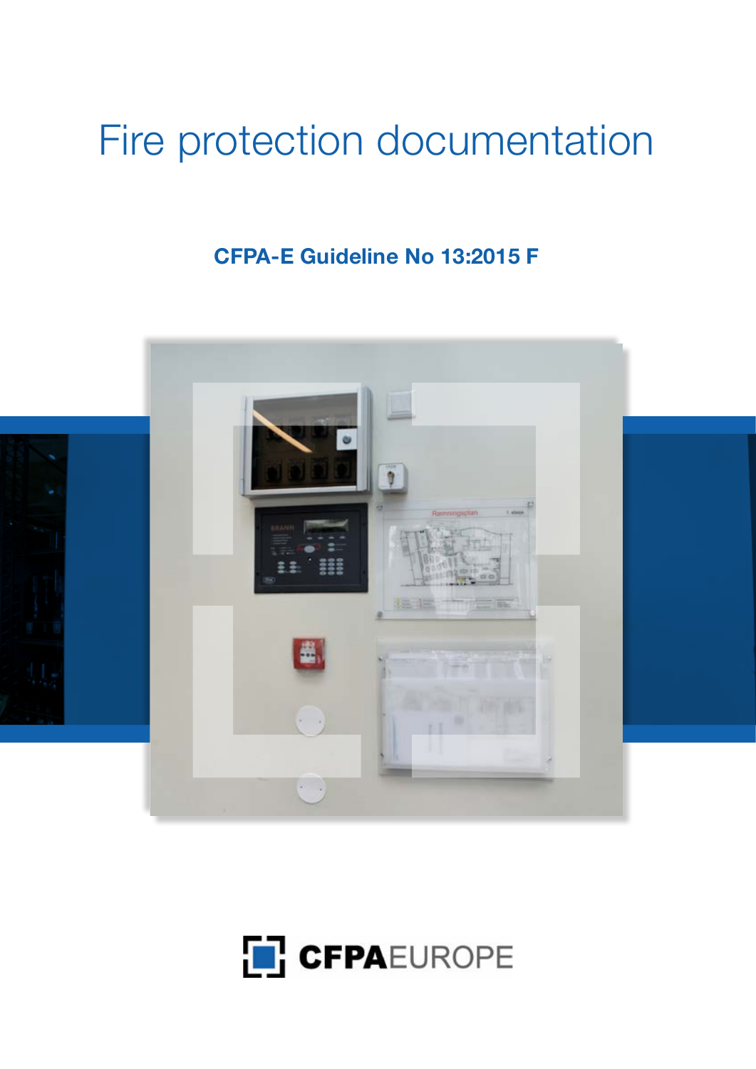# Fire protection documentation

**CFPA-E Guideline No 13:2015 F**

CFPA EUROPE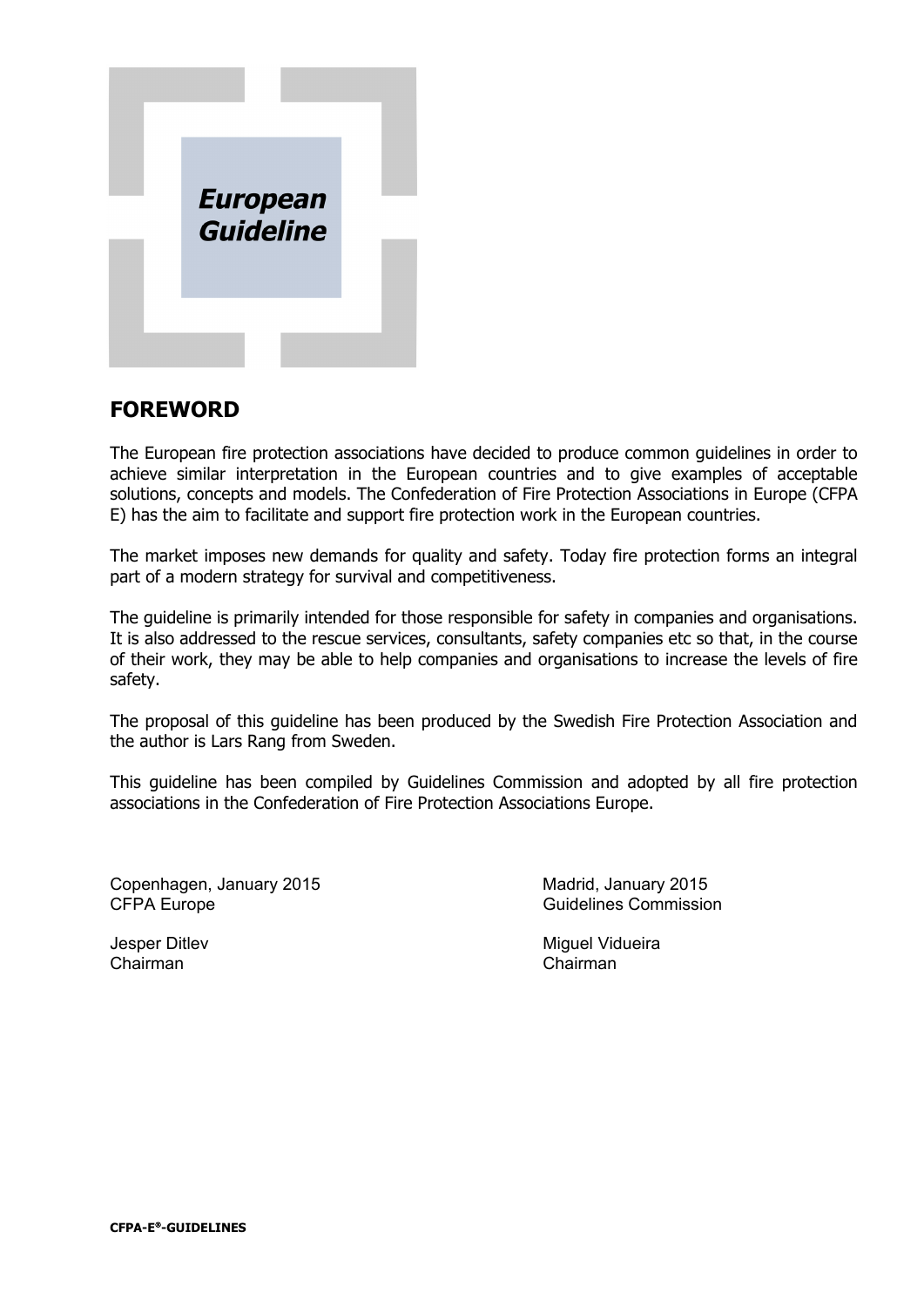*European Guideline*

## FOREWORD

The European fire protection associations have decided to produce common guidelines in order to achieve similar interpretation in the European countries and to give examples of acceptable solutions, concepts and models. The Confederation of Fire Protection Associations in Europe (CFPA E) has the aim to facilitate and support fire protection work in the European countries.

The market imposes new demands for quality and safety. Today fire protection forms an integral part of a modern strategy for survival and competitiveness.

The guideline is primarily intended for those responsible for safety in companies and organisations. It is also addressed to the rescue services, consultants, safety companies etc so that, in the course of their work, they may be able to help companies and organisations to increase the levels of fire safety.

The proposal of this guideline has been produced by the Swedish Fire Protection Association and the author is Lars Rang from Sweden.

This guideline has been compiled by Guidelines Commission and adopted by all fire protection associations in the Confederation of Fire Protection Associations Europe.

Copenhagen, January 2015
CFPA Europe

Jesper Ditlev
Chairman

Madrid, January 2015
Guidelines Commission

Miguel Vidueira
Chairman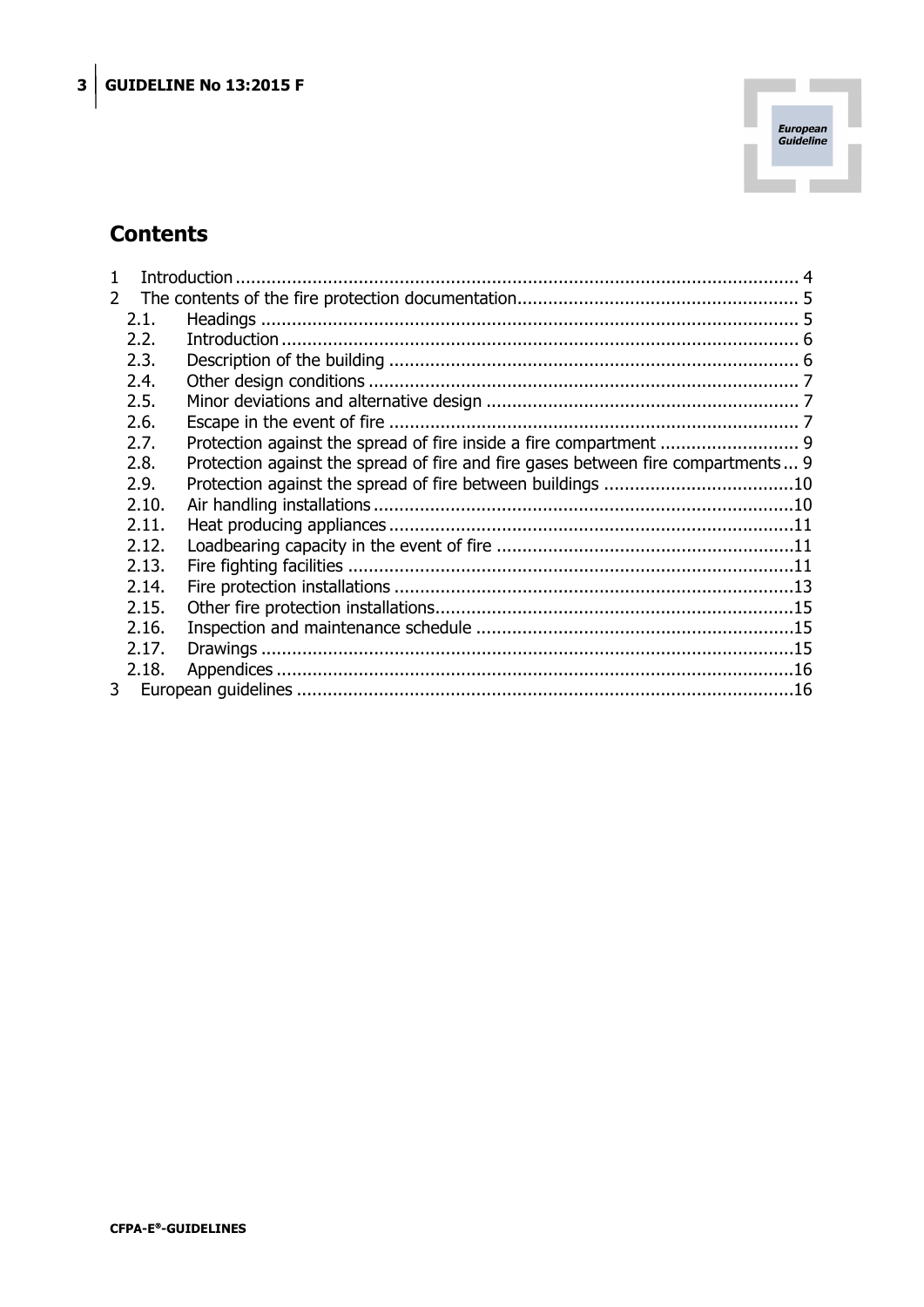## Contents

1 Introduction ..... 4
2 The contents of the fire protection documentation ..... 5
  2.1. Headings ..... 5
  2.2. Introduction ..... 6
  2.3. Description of the building ..... 6
  2.4. Other design conditions ..... 7
  2.5. Minor deviations and alternative design ..... 7
  2.6. Escape in the event of fire ..... 7
  2.7. Protection against the spread of fire inside a fire compartment ..... 9
  2.8. Protection against the spread of fire and fire gases between fire compartments ..... 9
  2.9. Protection against the spread of fire between buildings ..... 10
  2.10. Air handling installations ..... 10
  2.11. Heat producing appliances ..... 11
  2.12. Loadbearing capacity in the event of fire ..... 11
  2.13. Fire fighting facilities ..... 11
  2.14. Fire protection installations ..... 13
  2.15. Other fire protection installations ..... 15
  2.16. Inspection and maintenance schedule ..... 15
  2.17. Drawings ..... 15
  2.18. Appendices ..... 16
3 European guidelines ..... 16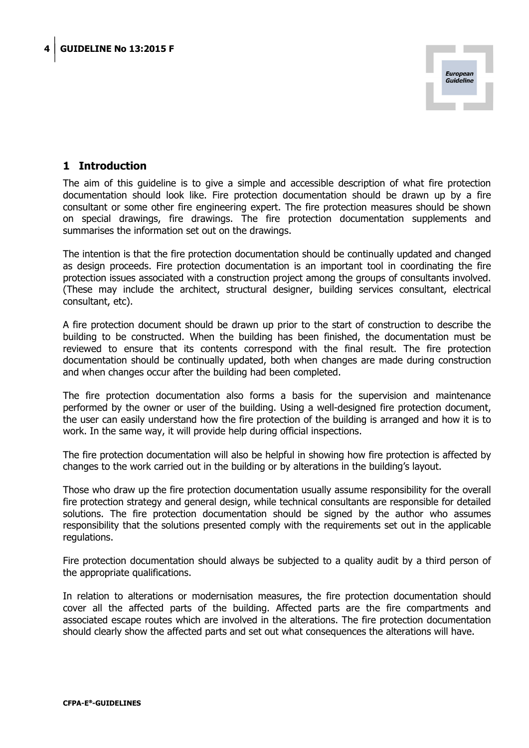## 1 Introduction

The aim of this guideline is to give a simple and accessible description of what fire protection documentation should look like. Fire protection documentation should be drawn up by a fire consultant or some other fire engineering expert. The fire protection measures should be shown on special drawings, fire drawings. The fire protection documentation supplements and summarises the information set out on the drawings.

The intention is that the fire protection documentation should be continually updated and changed as design proceeds. Fire protection documentation is an important tool in coordinating the fire protection issues associated with a construction project among the groups of consultants involved. (These may include the architect, structural designer, building services consultant, electrical consultant, etc).

A fire protection document should be drawn up prior to the start of construction to describe the building to be constructed. When the building has been finished, the documentation must be reviewed to ensure that its contents correspond with the final result. The fire protection documentation should be continually updated, both when changes are made during construction and when changes occur after the building had been completed.

The fire protection documentation also forms a basis for the supervision and maintenance performed by the owner or user of the building. Using a well-designed fire protection document, the user can easily understand how the fire protection of the building is arranged and how it is to work. In the same way, it will provide help during official inspections.

The fire protection documentation will also be helpful in showing how fire protection is affected by changes to the work carried out in the building or by alterations in the building's layout.

Those who draw up the fire protection documentation usually assume responsibility for the overall fire protection strategy and general design, while technical consultants are responsible for detailed solutions. The fire protection documentation should be signed by the author who assumes responsibility that the solutions presented comply with the requirements set out in the applicable regulations.

Fire protection documentation should always be subjected to a quality audit by a third person of the appropriate qualifications.

In relation to alterations or modernisation measures, the fire protection documentation should cover all the affected parts of the building. Affected parts are the fire compartments and associated escape routes which are involved in the alterations. The fire protection documentation should clearly show the affected parts and set out what consequences the alterations will have.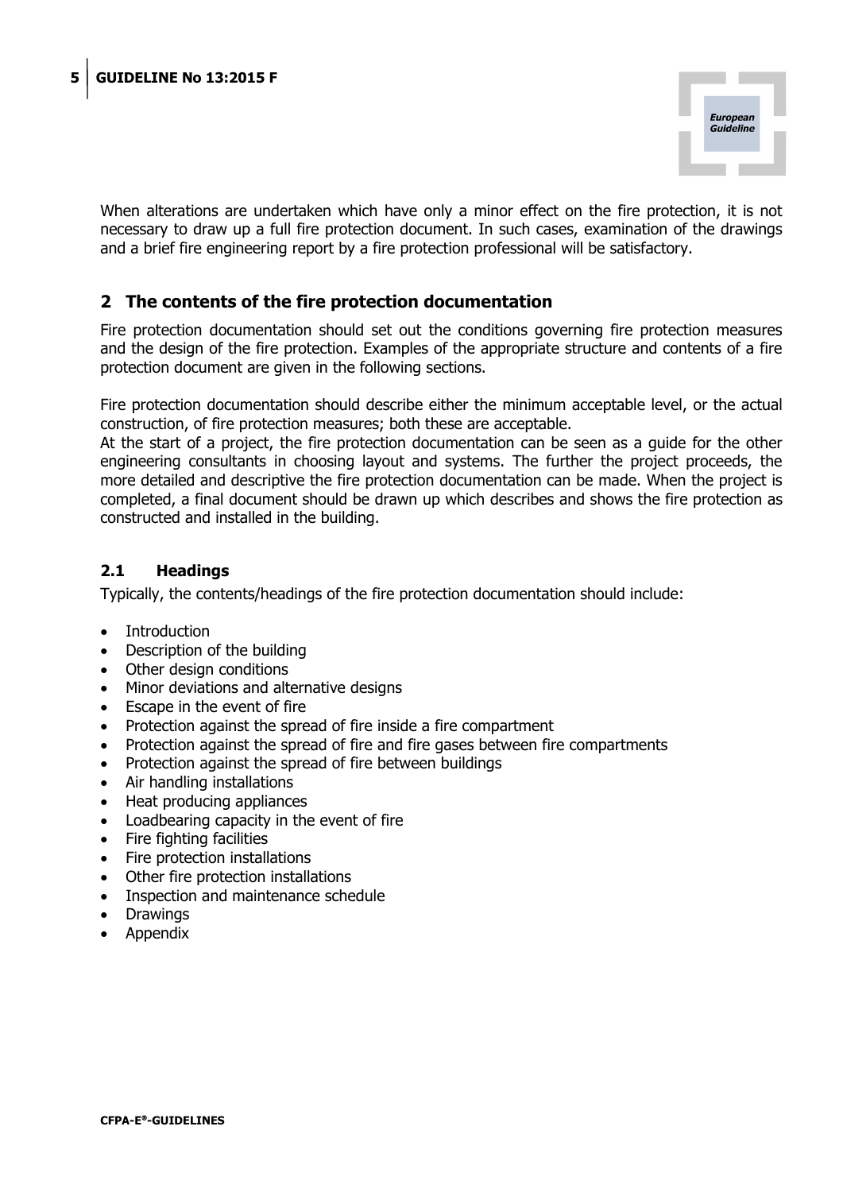When alterations are undertaken which have only a minor effect on the fire protection, it is not necessary to draw up a full fire protection document. In such cases, examination of the drawings and a brief fire engineering report by a fire protection professional will be satisfactory.

## 2 The contents of the fire protection documentation

Fire protection documentation should set out the conditions governing fire protection measures and the design of the fire protection. Examples of the appropriate structure and contents of a fire protection document are given in the following sections.

Fire protection documentation should describe either the minimum acceptable level, or the actual construction, of fire protection measures; both these are acceptable.
At the start of a project, the fire protection documentation can be seen as a guide for the other engineering consultants in choosing layout and systems. The further the project proceeds, the more detailed and descriptive the fire protection documentation can be made. When the project is completed, a final document should be drawn up which describes and shows the fire protection as constructed and installed in the building.

### 2.1 Headings

Typically, the contents/headings of the fire protection documentation should include:

- Introduction
- Description of the building
- Other design conditions
- Minor deviations and alternative designs
- Escape in the event of fire
- Protection against the spread of fire inside a fire compartment
- Protection against the spread of fire and fire gases between fire compartments
- Protection against the spread of fire between buildings
- Air handling installations
- Heat producing appliances
- Loadbearing capacity in the event of fire
- Fire fighting facilities
- Fire protection installations
- Other fire protection installations
- Inspection and maintenance schedule
- Drawings
- Appendix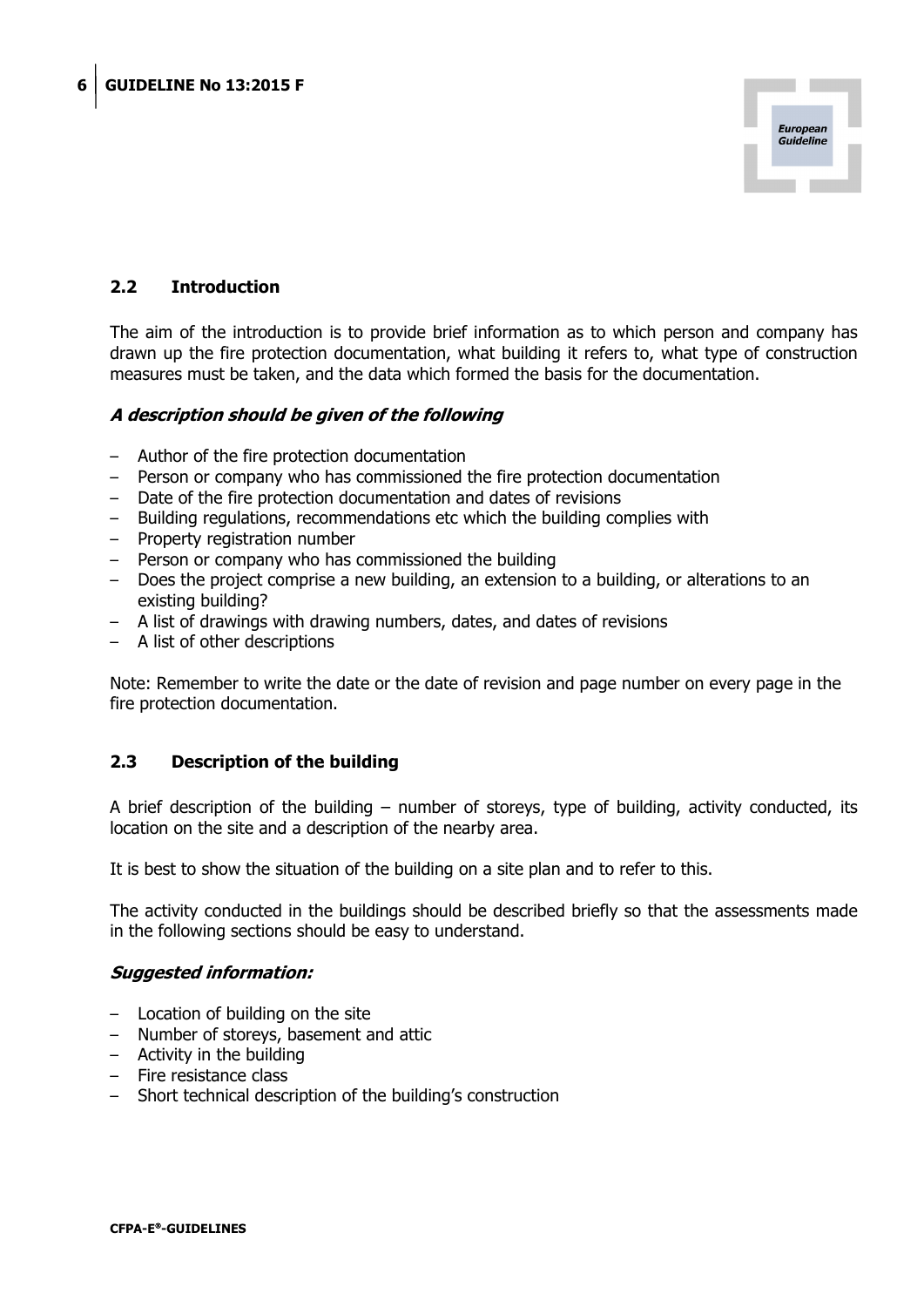## 2.2 Introduction

The aim of the introduction is to provide brief information as to which person and company has drawn up the fire protection documentation, what building it refers to, what type of construction measures must be taken, and the data which formed the basis for the documentation.

***A description should be given of the following***

- Author of the fire protection documentation
- Person or company who has commissioned the fire protection documentation
- Date of the fire protection documentation and dates of revisions
- Building regulations, recommendations etc which the building complies with
- Property registration number
- Person or company who has commissioned the building
- Does the project comprise a new building, an extension to a building, or alterations to an existing building?
- A list of drawings with drawing numbers, dates, and dates of revisions
- A list of other descriptions

Note: Remember to write the date or the date of revision and page number on every page in the fire protection documentation.

## 2.3 Description of the building

A brief description of the building – number of storeys, type of building, activity conducted, its location on the site and a description of the nearby area.

It is best to show the situation of the building on a site plan and to refer to this.

The activity conducted in the buildings should be described briefly so that the assessments made in the following sections should be easy to understand.

***Suggested information:***

- Location of building on the site
- Number of storeys, basement and attic
- Activity in the building
- Fire resistance class
- Short technical description of the building's construction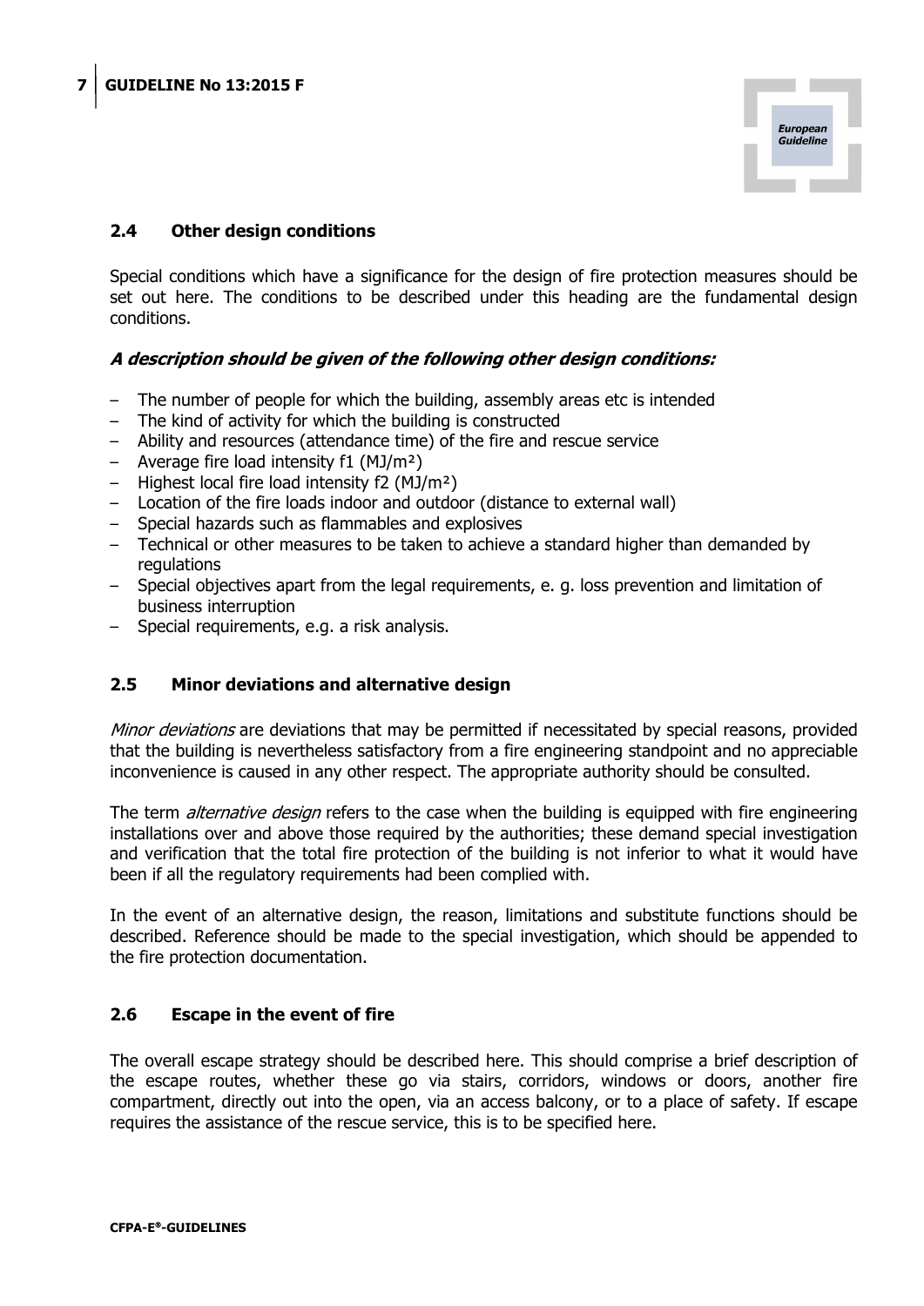## 2.4 Other design conditions

Special conditions which have a significance for the design of fire protection measures should be set out here. The conditions to be described under this heading are the fundamental design conditions.

***A description should be given of the following other design conditions:***

- The number of people for which the building, assembly areas etc is intended
- The kind of activity for which the building is constructed
- Ability and resources (attendance time) of the fire and rescue service
- Average fire load intensity f1 ($MJ/m^2$)
- Highest local fire load intensity f2 ($MJ/m^2$)
- Location of the fire loads indoor and outdoor (distance to external wall)
- Special hazards such as flammables and explosives
- Technical or other measures to be taken to achieve a standard higher than demanded by regulations
- Special objectives apart from the legal requirements, e. g. loss prevention and limitation of business interruption
- Special requirements, e.g. a risk analysis.

## 2.5 Minor deviations and alternative design

*Minor deviations* are deviations that may be permitted if necessitated by special reasons, provided that the building is nevertheless satisfactory from a fire engineering standpoint and no appreciable inconvenience is caused in any other respect. The appropriate authority should be consulted.

The term *alternative design* refers to the case when the building is equipped with fire engineering installations over and above those required by the authorities; these demand special investigation and verification that the total fire protection of the building is not inferior to what it would have been if all the regulatory requirements had been complied with.

In the event of an alternative design, the reason, limitations and substitute functions should be described. Reference should be made to the special investigation, which should be appended to the fire protection documentation.

## 2.6 Escape in the event of fire

The overall escape strategy should be described here. This should comprise a brief description of the escape routes, whether these go via stairs, corridors, windows or doors, another fire compartment, directly out into the open, via an access balcony, or to a place of safety. If escape requires the assistance of the rescue service, this is to be specified here.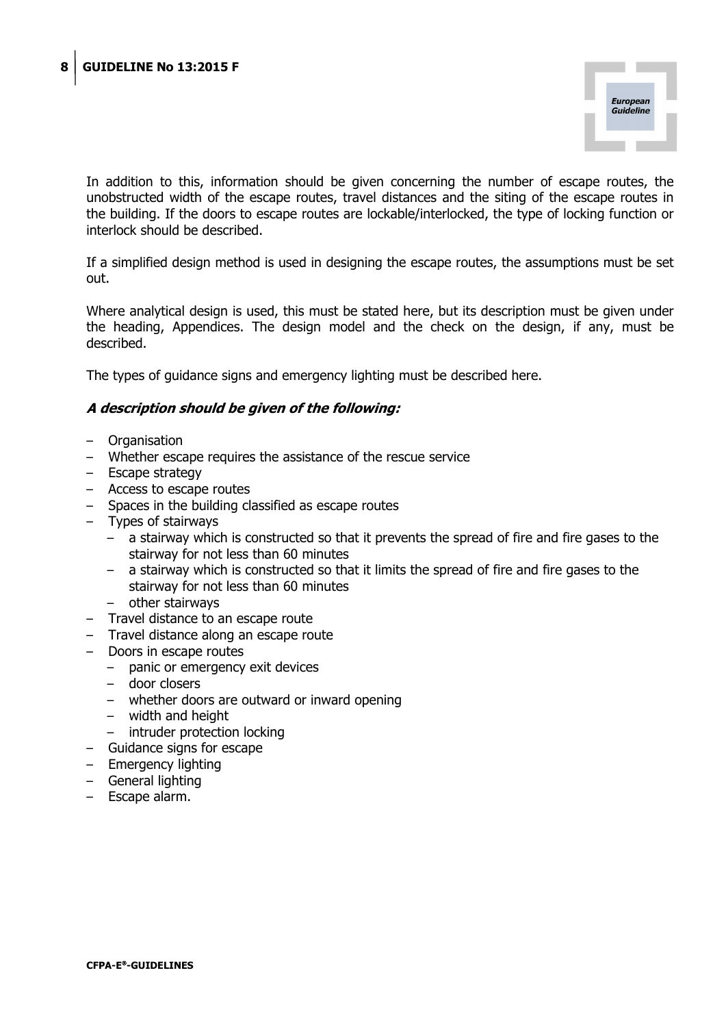In addition to this, information should be given concerning the number of escape routes, the unobstructed width of the escape routes, travel distances and the siting of the escape routes in the building. If the doors to escape routes are lockable/interlocked, the type of locking function or interlock should be described.

If a simplified design method is used in designing the escape routes, the assumptions must be set out.

Where analytical design is used, this must be stated here, but its description must be given under the heading, Appendices. The design model and the check on the design, if any, must be described.

The types of guidance signs and emergency lighting must be described here.

***A description should be given of the following:***

- Organisation
- Whether escape requires the assistance of the rescue service
- Escape strategy
- Access to escape routes
- Spaces in the building classified as escape routes
- Types of stairways
  - a stairway which is constructed so that it prevents the spread of fire and fire gases to the stairway for not less than 60 minutes
  - a stairway which is constructed so that it limits the spread of fire and fire gases to the stairway for not less than 60 minutes
  - other stairways
- Travel distance to an escape route
- Travel distance along an escape route
- Doors in escape routes
  - panic or emergency exit devices
  - door closers
  - whether doors are outward or inward opening
  - width and height
  - intruder protection locking
- Guidance signs for escape
- Emergency lighting
- General lighting
- Escape alarm.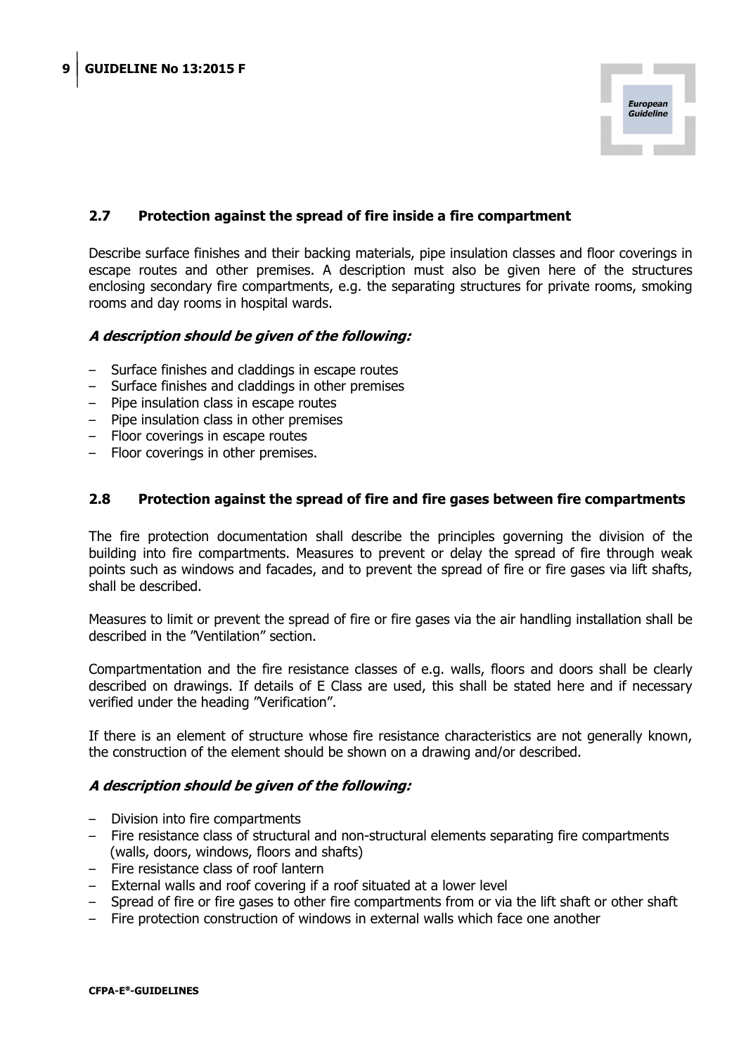## 2.7 Protection against the spread of fire inside a fire compartment

Describe surface finishes and their backing materials, pipe insulation classes and floor coverings in escape routes and other premises. A description must also be given here of the structures enclosing secondary fire compartments, e.g. the separating structures for private rooms, smoking rooms and day rooms in hospital wards.

***A description should be given of the following:***

- Surface finishes and claddings in escape routes
- Surface finishes and claddings in other premises
- Pipe insulation class in escape routes
- Pipe insulation class in other premises
- Floor coverings in escape routes
- Floor coverings in other premises.

## 2.8 Protection against the spread of fire and fire gases between fire compartments

The fire protection documentation shall describe the principles governing the division of the building into fire compartments. Measures to prevent or delay the spread of fire through weak points such as windows and facades, and to prevent the spread of fire or fire gases via lift shafts, shall be described.

Measures to limit or prevent the spread of fire or fire gases via the air handling installation shall be described in the ”Ventilation” section.

Compartmentation and the fire resistance classes of e.g. walls, floors and doors shall be clearly described on drawings. If details of E Class are used, this shall be stated here and if necessary verified under the heading ”Verification”.

If there is an element of structure whose fire resistance characteristics are not generally known, the construction of the element should be shown on a drawing and/or described.

***A description should be given of the following:***

- Division into fire compartments
- Fire resistance class of structural and non-structural elements separating fire compartments (walls, doors, windows, floors and shafts)
- Fire resistance class of roof lantern
- External walls and roof covering if a roof situated at a lower level
- Spread of fire or fire gases to other fire compartments from or via the lift shaft or other shaft
- Fire protection construction of windows in external walls which face one another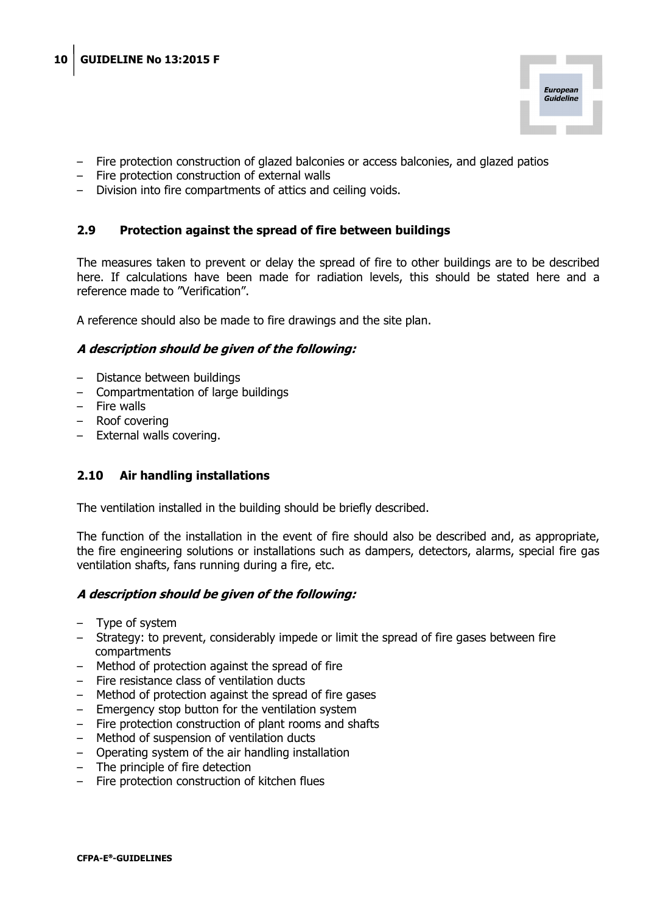– Fire protection construction of glazed balconies or access balconies, and glazed patios
– Fire protection construction of external walls
– Division into fire compartments of attics and ceiling voids.

## 2.9 Protection against the spread of fire between buildings

The measures taken to prevent or delay the spread of fire to other buildings are to be described here. If calculations have been made for radiation levels, this should be stated here and a reference made to "Verification".

A reference should also be made to fire drawings and the site plan.

***A description should be given of the following:***

– Distance between buildings
– Compartmentation of large buildings
– Fire walls
– Roof covering
– External walls covering.

## 2.10 Air handling installations

The ventilation installed in the building should be briefly described.

The function of the installation in the event of fire should also be described and, as appropriate, the fire engineering solutions or installations such as dampers, detectors, alarms, special fire gas ventilation shafts, fans running during a fire, etc.

***A description should be given of the following:***

– Type of system
– Strategy: to prevent, considerably impede or limit the spread of fire gases between fire compartments
– Method of protection against the spread of fire
– Fire resistance class of ventilation ducts
– Method of protection against the spread of fire gases
– Emergency stop button for the ventilation system
– Fire protection construction of plant rooms and shafts
– Method of suspension of ventilation ducts
– Operating system of the air handling installation
– The principle of fire detection
– Fire protection construction of kitchen flues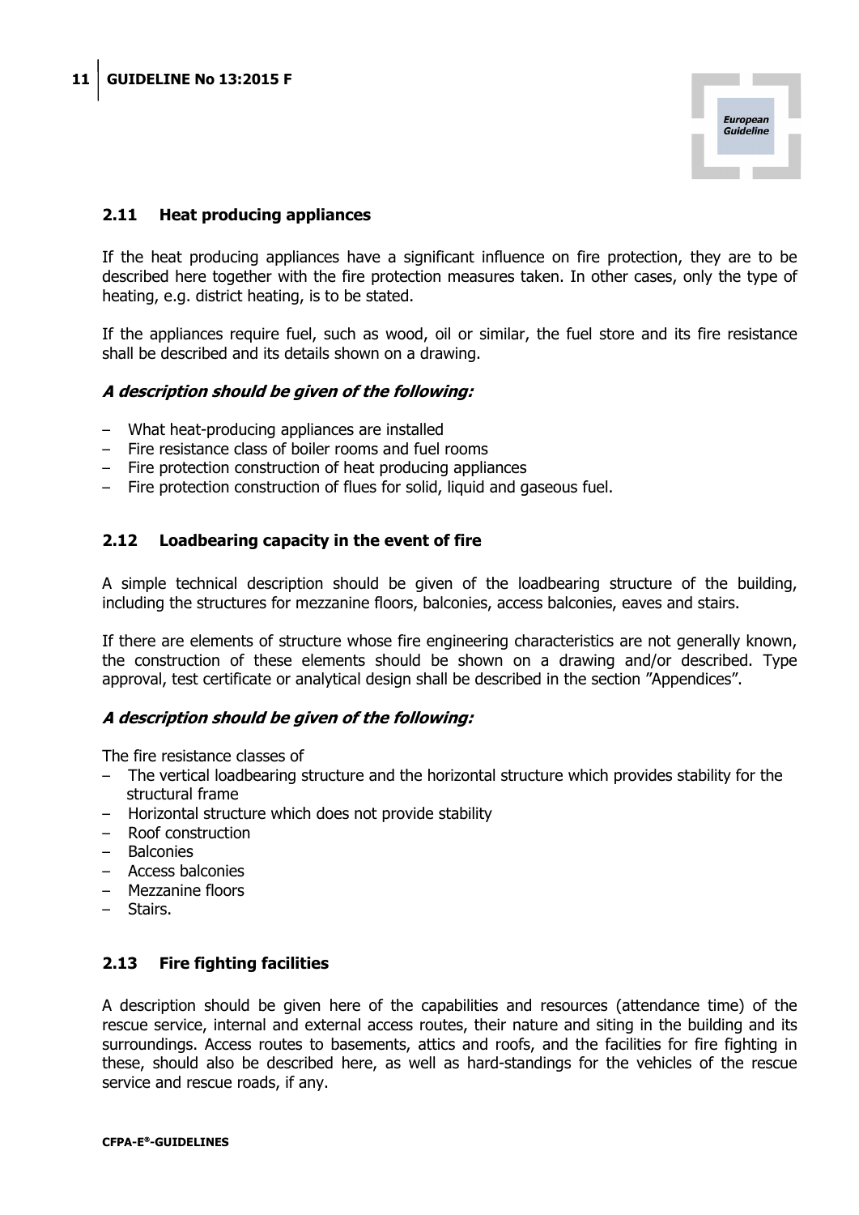## 2.11 Heat producing appliances

If the heat producing appliances have a significant influence on fire protection, they are to be described here together with the fire protection measures taken. In other cases, only the type of heating, e.g. district heating, is to be stated.

If the appliances require fuel, such as wood, oil or similar, the fuel store and its fire resistance shall be described and its details shown on a drawing.

***A description should be given of the following:***

- What heat-producing appliances are installed
- Fire resistance class of boiler rooms and fuel rooms
- Fire protection construction of heat producing appliances
- Fire protection construction of flues for solid, liquid and gaseous fuel.

## 2.12 Loadbearing capacity in the event of fire

A simple technical description should be given of the loadbearing structure of the building, including the structures for mezzanine floors, balconies, access balconies, eaves and stairs.

If there are elements of structure whose fire engineering characteristics are not generally known, the construction of these elements should be shown on a drawing and/or described. Type approval, test certificate or analytical design shall be described in the section "Appendices".

***A description should be given of the following:***

The fire resistance classes of

- The vertical loadbearing structure and the horizontal structure which provides stability for the structural frame
- Horizontal structure which does not provide stability
- Roof construction
- Balconies
- Access balconies
- Mezzanine floors
- Stairs.

## 2.13 Fire fighting facilities

A description should be given here of the capabilities and resources (attendance time) of the rescue service, internal and external access routes, their nature and siting in the building and its surroundings. Access routes to basements, attics and roofs, and the facilities for fire fighting in these, should also be described here, as well as hard-standings for the vehicles of the rescue service and rescue roads, if any.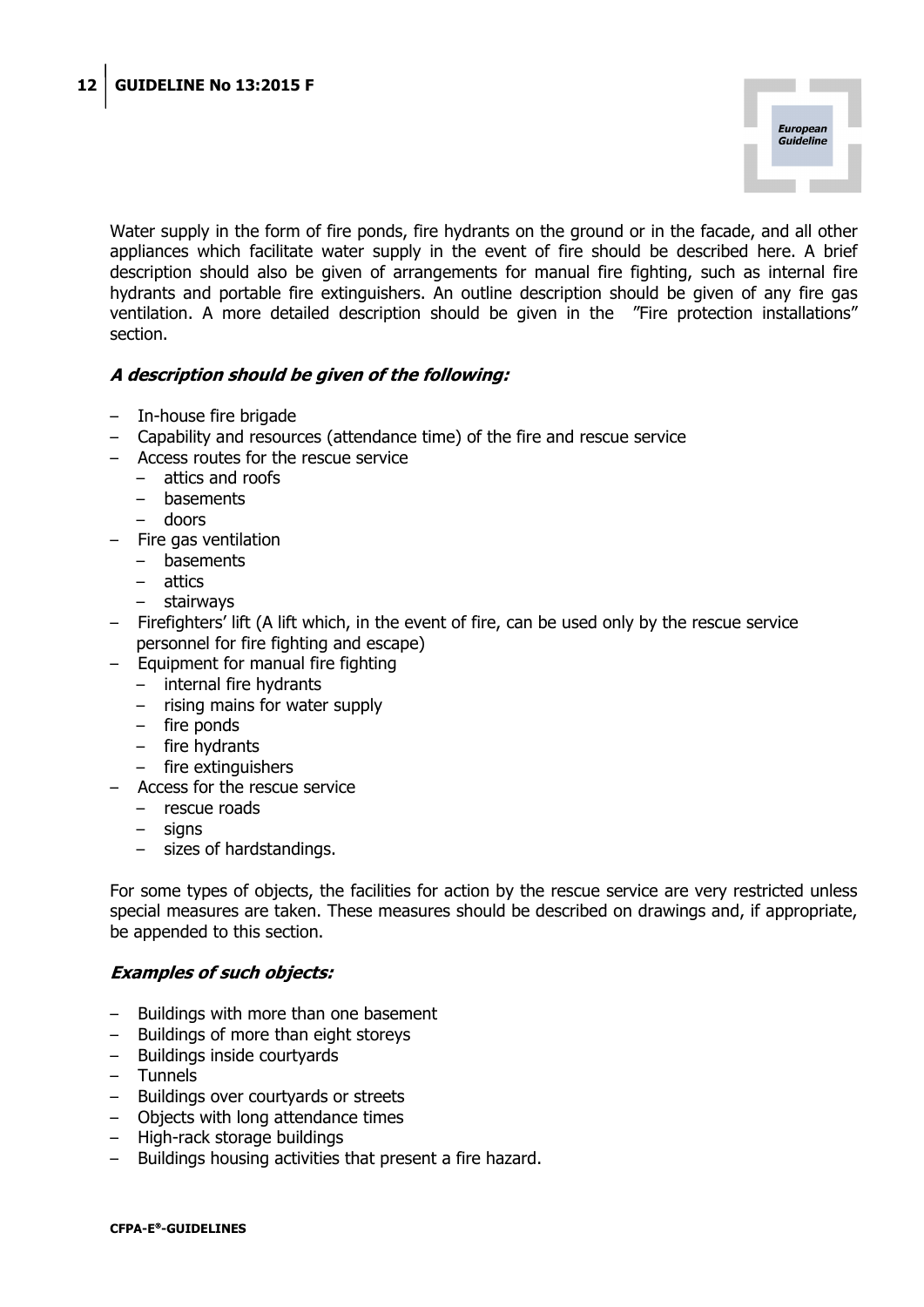Water supply in the form of fire ponds, fire hydrants on the ground or in the facade, and all other appliances which facilitate water supply in the event of fire should be described here. A brief description should also be given of arrangements for manual fire fighting, such as internal fire hydrants and portable fire extinguishers. An outline description should be given of any fire gas ventilation. A more detailed description should be given in the "Fire protection installations" section.

***A description should be given of the following:***

- In-house fire brigade
- Capability and resources (attendance time) of the fire and rescue service
- Access routes for the rescue service
  - attics and roofs
  - basements
  - doors
- Fire gas ventilation
  - basements
  - attics
  - stairways
- Firefighters' lift (A lift which, in the event of fire, can be used only by the rescue service personnel for fire fighting and escape)
- Equipment for manual fire fighting
  - internal fire hydrants
  - rising mains for water supply
  - fire ponds
  - fire hydrants
  - fire extinguishers
- Access for the rescue service
  - rescue roads
  - signs
  - sizes of hardstandings.

For some types of objects, the facilities for action by the rescue service are very restricted unless special measures are taken. These measures should be described on drawings and, if appropriate, be appended to this section.

***Examples of such objects:***

- Buildings with more than one basement
- Buildings of more than eight storeys
- Buildings inside courtyards
- Tunnels
- Buildings over courtyards or streets
- Objects with long attendance times
- High-rack storage buildings
- Buildings housing activities that present a fire hazard.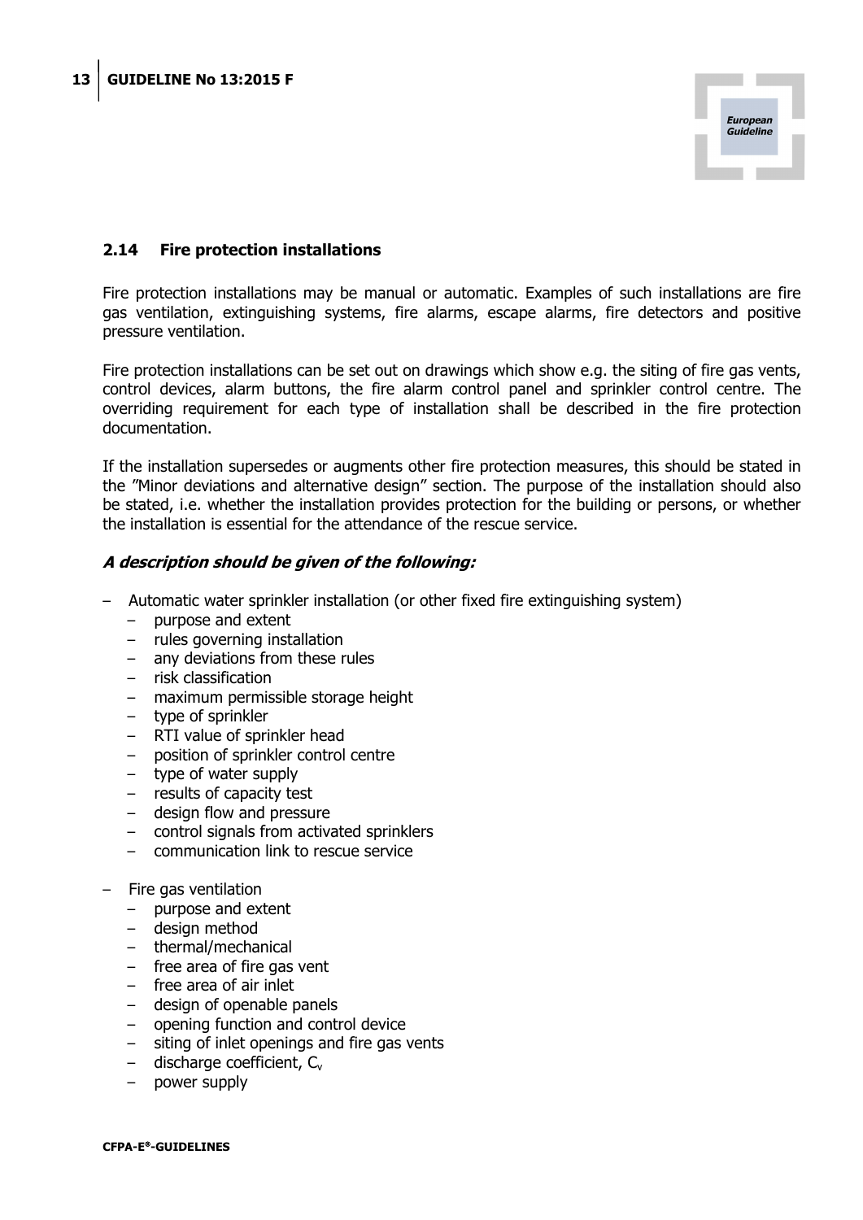## 2.14 Fire protection installations

Fire protection installations may be manual or automatic. Examples of such installations are fire gas ventilation, extinguishing systems, fire alarms, escape alarms, fire detectors and positive pressure ventilation.

Fire protection installations can be set out on drawings which show e.g. the siting of fire gas vents, control devices, alarm buttons, the fire alarm control panel and sprinkler control centre. The overriding requirement for each type of installation shall be described in the fire protection documentation.

If the installation supersedes or augments other fire protection measures, this should be stated in the ”Minor deviations and alternative design” section. The purpose of the installation should also be stated, i.e. whether the installation provides protection for the building or persons, or whether the installation is essential for the attendance of the rescue service.

***A description should be given of the following:***

- Automatic water sprinkler installation (or other fixed fire extinguishing system)
  - purpose and extent
  - rules governing installation
  - any deviations from these rules
  - risk classification
  - maximum permissible storage height
  - type of sprinkler
  - RTI value of sprinkler head
  - position of sprinkler control centre
  - type of water supply
  - results of capacity test
  - design flow and pressure
  - control signals from activated sprinklers
  - communication link to rescue service
- Fire gas ventilation
  - purpose and extent
  - design method
  - thermal/mechanical
  - free area of fire gas vent
  - free area of air inlet
  - design of openable panels
  - opening function and control device
  - siting of inlet openings and fire gas vents
  - discharge coefficient, $C_v$
  - power supply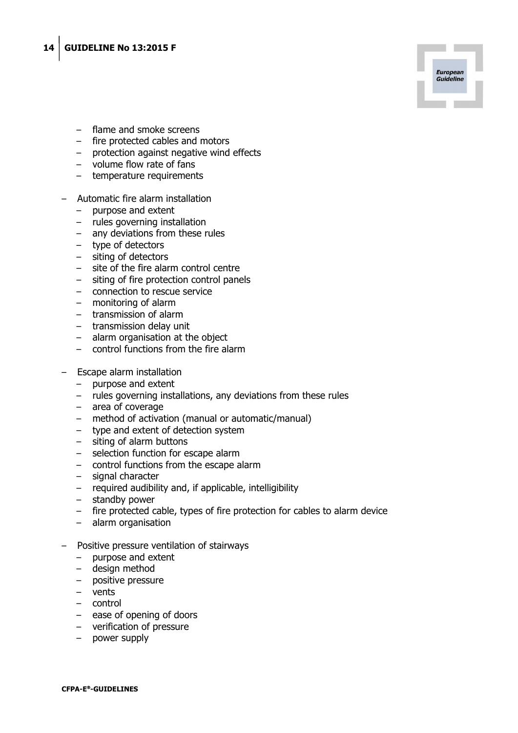- flame and smoke screens
  - fire protected cables and motors
  - protection against negative wind effects
  - volume flow rate of fans
  - temperature requirements

- Automatic fire alarm installation
  - purpose and extent
  - rules governing installation
  - any deviations from these rules
  - type of detectors
  - siting of detectors
  - site of the fire alarm control centre
  - siting of fire protection control panels
  - connection to rescue service
  - monitoring of alarm
  - transmission of alarm
  - transmission delay unit
  - alarm organisation at the object
  - control functions from the fire alarm

- Escape alarm installation
  - purpose and extent
  - rules governing installations, any deviations from these rules
  - area of coverage
  - method of activation (manual or automatic/manual)
  - type and extent of detection system
  - siting of alarm buttons
  - selection function for escape alarm
  - control functions from the escape alarm
  - signal character
  - required audibility and, if applicable, intelligibility
  - standby power
  - fire protected cable, types of fire protection for cables to alarm device
  - alarm organisation

- Positive pressure ventilation of stairways
  - purpose and extent
  - design method
  - positive pressure
  - vents
  - control
  - ease of opening of doors
  - verification of pressure
  - power supply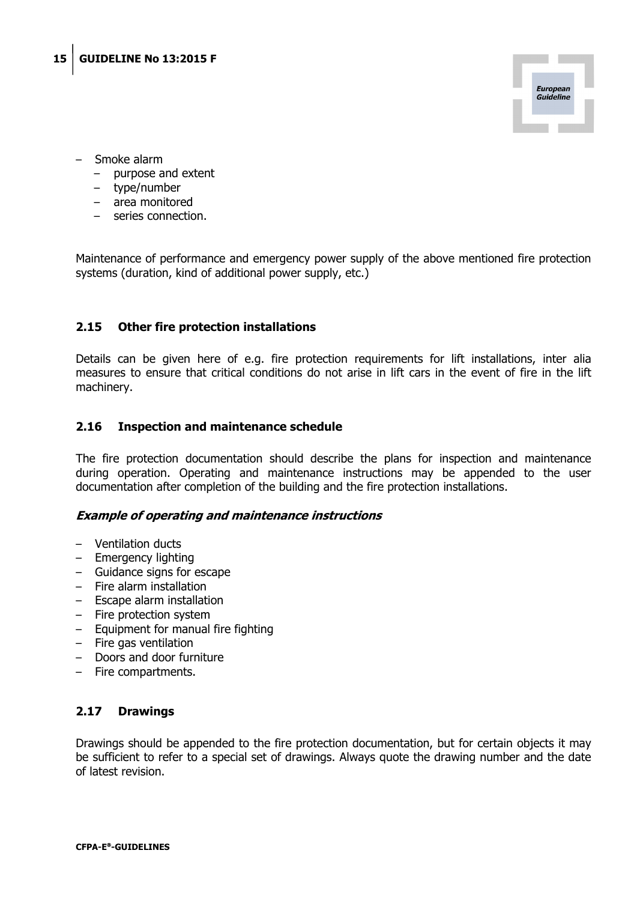- Smoke alarm
  - purpose and extent
  - type/number
  - area monitored
  - series connection.

Maintenance of performance and emergency power supply of the above mentioned fire protection systems (duration, kind of additional power supply, etc.)

## 2.15 Other fire protection installations

Details can be given here of e.g. fire protection requirements for lift installations, inter alia measures to ensure that critical conditions do not arise in lift cars in the event of fire in the lift machinery.

## 2.16 Inspection and maintenance schedule

The fire protection documentation should describe the plans for inspection and maintenance during operation. Operating and maintenance instructions may be appended to the user documentation after completion of the building and the fire protection installations.

***Example of operating and maintenance instructions***

- Ventilation ducts
- Emergency lighting
- Guidance signs for escape
- Fire alarm installation
- Escape alarm installation
- Fire protection system
- Equipment for manual fire fighting
- Fire gas ventilation
- Doors and door furniture
- Fire compartments.

## 2.17 Drawings

Drawings should be appended to the fire protection documentation, but for certain objects it may be sufficient to refer to a special set of drawings. Always quote the drawing number and the date of latest revision.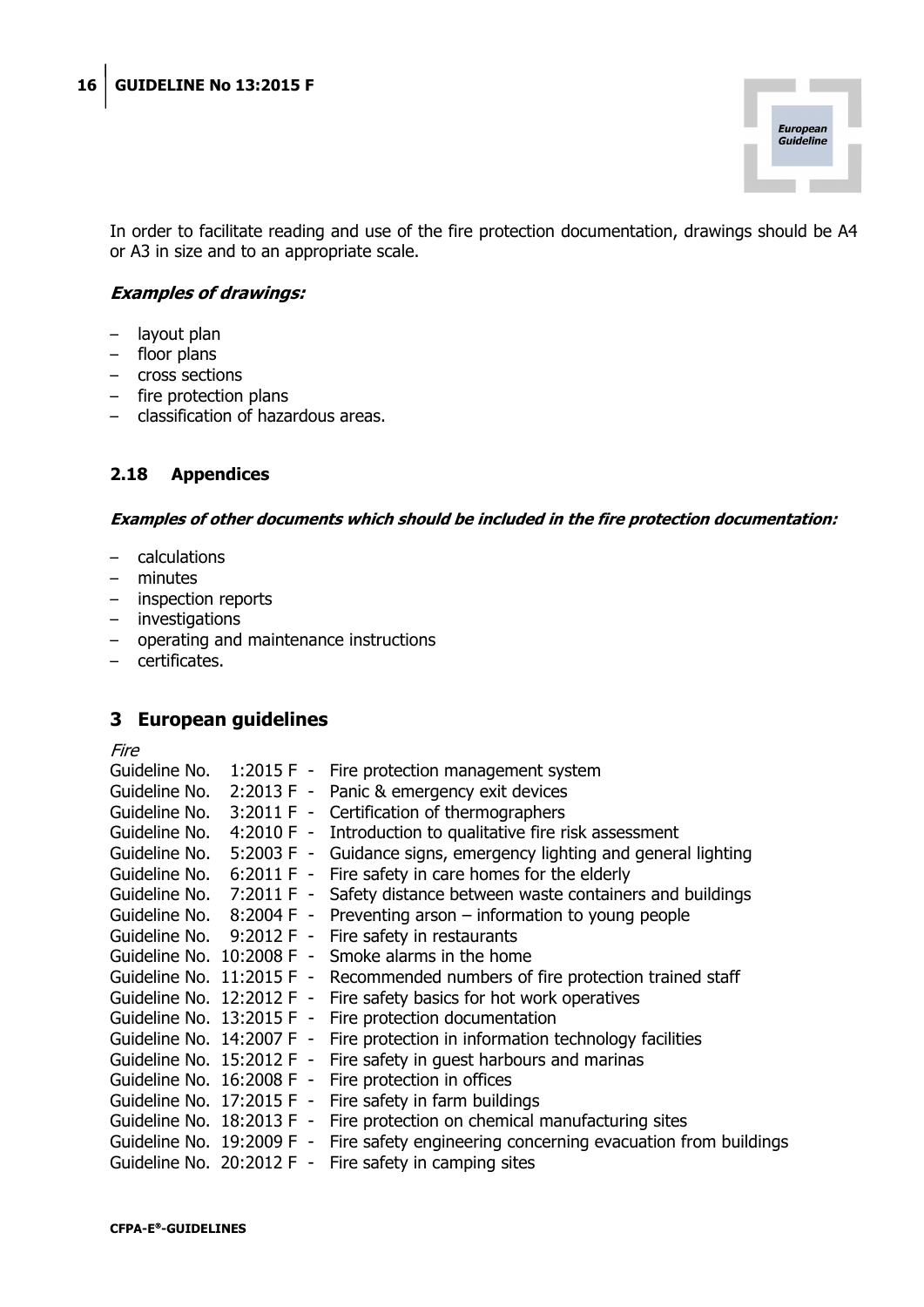In order to facilitate reading and use of the fire protection documentation, drawings should be A4 or A3 in size and to an appropriate scale.

***Examples of drawings:***

- layout plan
- floor plans
- cross sections
- fire protection plans
- classification of hazardous areas.

### 2.18 Appendices

***Examples of other documents which should be included in the fire protection documentation:***

- calculations
- minutes
- inspection reports
- investigations
- operating and maintenance instructions
- certificates.

## 3 European guidelines

*Fire*

Guideline No. 1:2015 F - Fire protection management system
Guideline No. 2:2013 F - Panic & emergency exit devices
Guideline No. 3:2011 F - Certification of thermographers
Guideline No. 4:2010 F - Introduction to qualitative fire risk assessment
Guideline No. 5:2003 F - Guidance signs, emergency lighting and general lighting
Guideline No. 6:2011 F - Fire safety in care homes for the elderly
Guideline No. 7:2011 F - Safety distance between waste containers and buildings
Guideline No. 8:2004 F - Preventing arson – information to young people
Guideline No. 9:2012 F - Fire safety in restaurants
Guideline No. 10:2008 F - Smoke alarms in the home
Guideline No. 11:2015 F - Recommended numbers of fire protection trained staff
Guideline No. 12:2012 F - Fire safety basics for hot work operatives
Guideline No. 13:2015 F - Fire protection documentation
Guideline No. 14:2007 F - Fire protection in information technology facilities
Guideline No. 15:2012 F - Fire safety in guest harbours and marinas
Guideline No. 16:2008 F - Fire protection in offices
Guideline No. 17:2015 F - Fire safety in farm buildings
Guideline No. 18:2013 F - Fire protection on chemical manufacturing sites
Guideline No. 19:2009 F - Fire safety engineering concerning evacuation from buildings
Guideline No. 20:2012 F - Fire safety in camping sites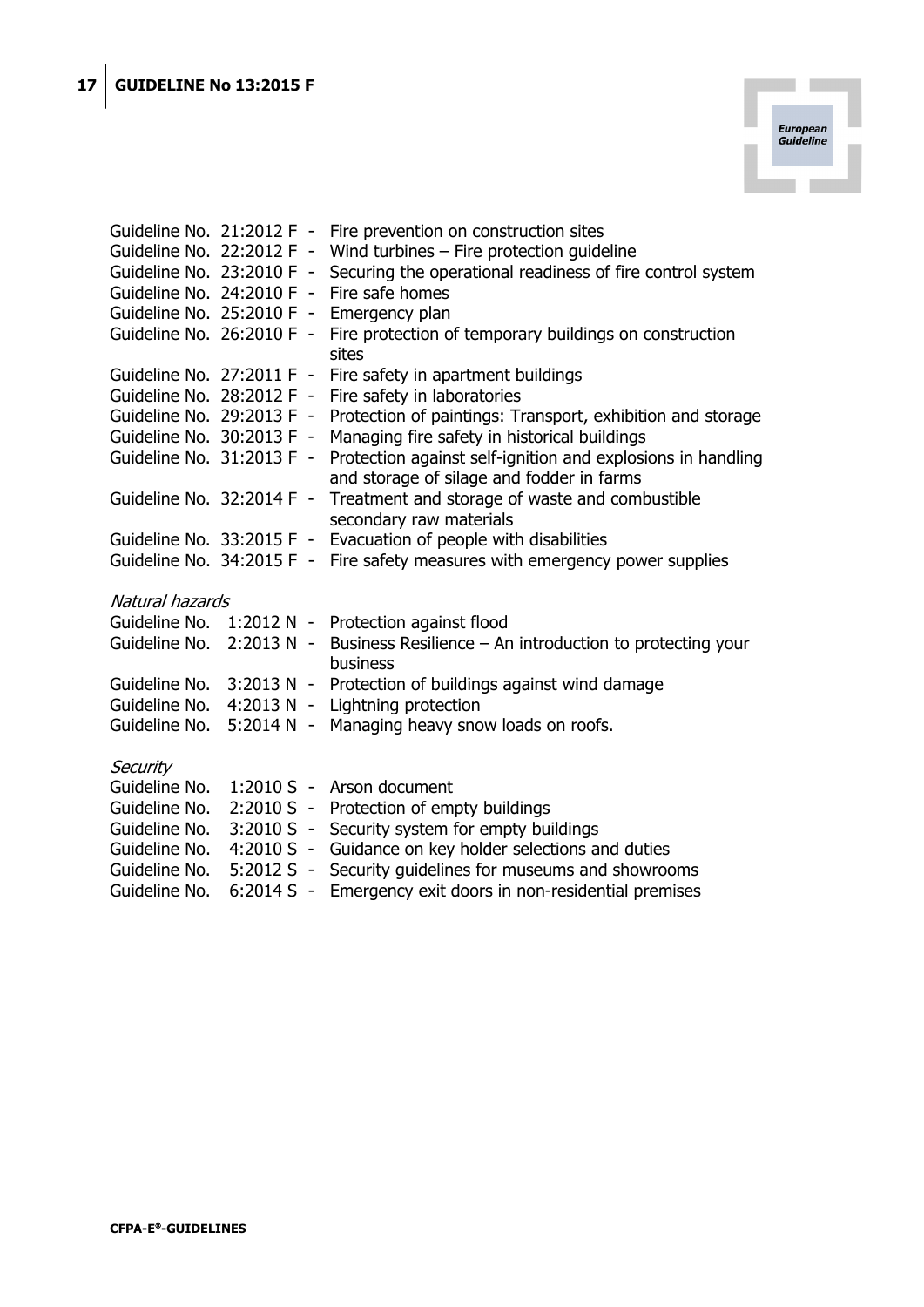Guideline No. 21:2012 F - Fire prevention on construction sites
Guideline No. 22:2012 F - Wind turbines – Fire protection guideline
Guideline No. 23:2010 F - Securing the operational readiness of fire control system
Guideline No. 24:2010 F - Fire safe homes
Guideline No. 25:2010 F - Emergency plan
Guideline No. 26:2010 F - Fire protection of temporary buildings on construction sites
Guideline No. 27:2011 F - Fire safety in apartment buildings
Guideline No. 28:2012 F - Fire safety in laboratories
Guideline No. 29:2013 F - Protection of paintings: Transport, exhibition and storage
Guideline No. 30:2013 F - Managing fire safety in historical buildings
Guideline No. 31:2013 F - Protection against self-ignition and explosions in handling and storage of silage and fodder in farms
Guideline No. 32:2014 F - Treatment and storage of waste and combustible secondary raw materials
Guideline No. 33:2015 F - Evacuation of people with disabilities
Guideline No. 34:2015 F - Fire safety measures with emergency power supplies

*Natural hazards*

Guideline No. 1:2012 N - Protection against flood
Guideline No. 2:2013 N - Business Resilience – An introduction to protecting your business
Guideline No. 3:2013 N - Protection of buildings against wind damage
Guideline No. 4:2013 N - Lightning protection
Guideline No. 5:2014 N - Managing heavy snow loads on roofs.

*Security*

Guideline No. 1:2010 S - Arson document
Guideline No. 2:2010 S - Protection of empty buildings
Guideline No. 3:2010 S - Security system for empty buildings
Guideline No. 4:2010 S - Guidance on key holder selections and duties
Guideline No. 5:2012 S - Security guidelines for museums and showrooms
Guideline No. 6:2014 S - Emergency exit doors in non-residential premises